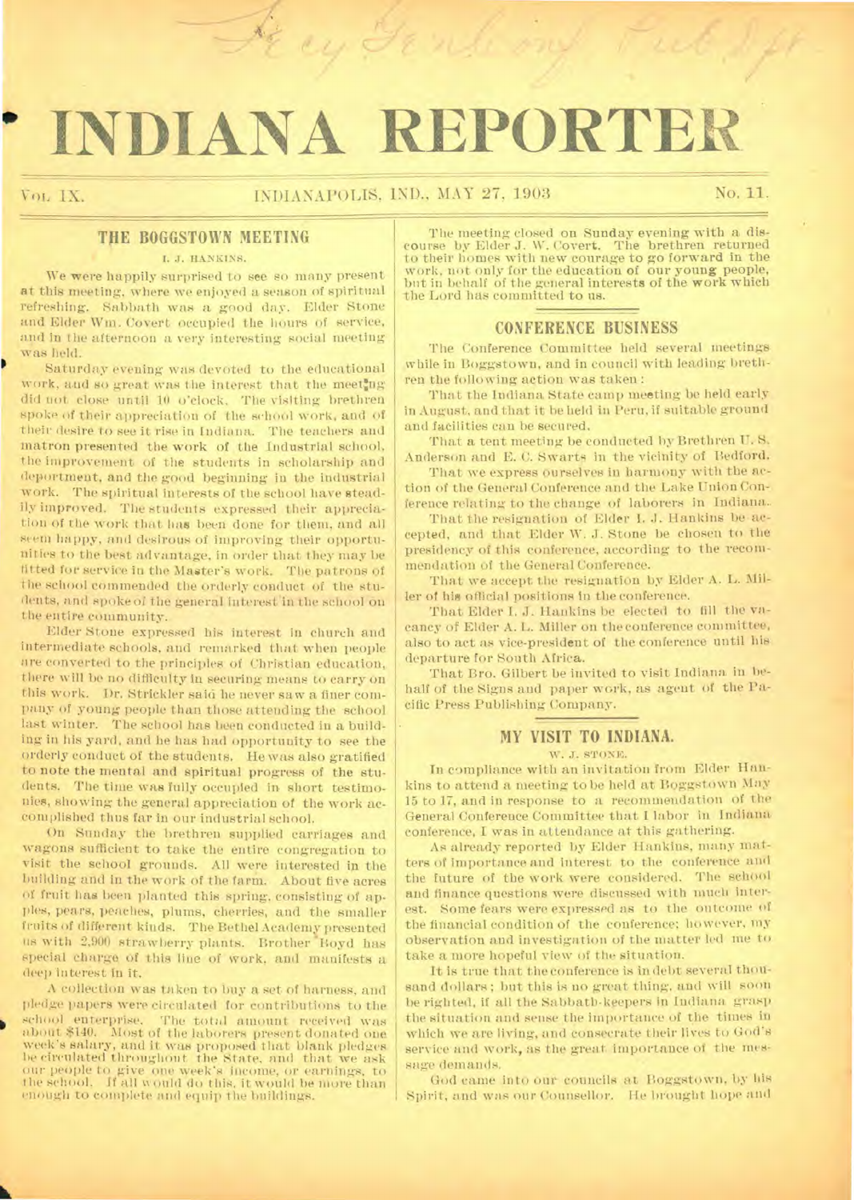# INDIANA REPORTER

VOL. IX. INDIANAPOLIS, IND., MAY 27, 1903 No. 11.

## THE BOGGSTOWN MEETING

I. J. HANKINS.

We were happily surprised to see so many present at this meeting, where we enjoyed a season of spiritual refreshing. Sabbath was a good day. Elder Stone and Elder Wm. Covert occupied the hours of service, and in the afternoon a very interesting social meeting was held.

Saturday evening was devoted to the educational work, and so great was the interest that the meeting did not close until 10 o'clock. The visiting brethren spoke of their appreciation of the school work, and of their desire to see it rise in Indiana. The teachers and matron presented the work of the Industrial school, the improvement of the students in scholarship and deportment, and the good beginning in the industrial work. The spiritual interests of the school have steadily improved. The students expressed their appreciation of the work that has been done for them, and all seem happy, and desirous of improving their opportunities to the best advantage, in order that they may be fitted for service in the Master's work. The patrons of the school commended the orderly conduct of the students, and spoke of the general interest in the school on the entire community.

Elder Stone expressed his interest in church and intermediate schools, and remarked that when people are converted to the principles of Christian education, there will be no difficulty in securing means to carry on this work. Dr. Strickler said he never saw a finer company of young people than those attending the school last winter. The school has been conducted in a building in his yard, and he has had opportunity to see the orderly conduct of the students. He was also gratified to note the mental and spiritual progress of the students. The time was fully occupied in short testimonies, showing the general appreciation of the work accomplished thus far in our industrial school.

On Sunday the brethren supplied carriages and wagons sufficient to take the entire congregation to visit the school grounds. All were interested in the building and in the work of the farm. About five acres of fruit has been planted this spring, consisting of apples, pears, peaches, plums, cherries, and the smaller fruits of different kinds. The Bethel Academy presented us with 2,900 strawberry plants. Brother Boyd has special charge of this line of work, and manifests a deep interest in it.

A collection was taken to buy a set of harness, and pledge papers were circulated for contributions to the school enterprise. The total amount received was about $140. Most of the laborers present donated one week's salary, and it was proposed that blank pledges be circulated throughout the State, and that we ask our people to give one week's income, or earnings, to the school. If all would do this, it would be more than enough to complete and equip the buildings.

The meeting closed on Sunday evening with a discourse by Elder J. W. Covert. The brethren returned to their homes with new courage to go forward in the work, not only for the education of our young people, but in behalf of the general interests of the work which the Lord has committed to us.

## CONFERENCE BUSINESS

The Conference Committee held several meetings while in Boggstown, and in council with leading brethren the following action was taken:

That the Indiana State camp meeting be held early in August, and that it be held in Peru, if suitable ground and facilities can be secured.

That a tent meeting be conducted by Brethren U. S. Anderson and E. C. Swarts in the vicinity of Bedford.

That we express ourselves in harmony with the action of the General Conference and the Lake Union Conference relating to the change of laborers in Indiana.

That the resignation of Elder I. J. Hankins be accepted, and that Elder W. J. Stone be chosen to the presidency of this conference, according to the recommendation of the General Conference.

That we accept the resignation by Elder A. L. Miller of his official positions in the conference.

That Elder I. J. Hankins be elected to fill the vacancy of Elder A. L. Miller on the conference committee, also to act as vice-president of the conference until his departure for South Africa.

That Bro. Gilbert be invited to visit Indiana in behalf of the Signs and paper work, as agent of the Pacific Press Publishing Company.

## MY VISIT TO INDIANA.

W. J. STONE.

In compliance with an invitation from Elder Hankins to attend a meeting to be held at Boggstown May 15 to 17, and in response to a recommendation of the General Conference Committee that I labor in Indiana conference, I was in attendance at this gathering.

As already reported by Elder Hankins, many matters of importance and interest to the conference and the future of the work were considered. The school and finance questions were discussed with much interest. Some fears were expressed as to the outcome of the financial condition of the conference; however, my observation and investigation of the matter led me to take a more hopeful view of the situation.

It is true that the conference is in debt several thousand dollars; but this is no great thing, and will soon be righted, if all the Sabbath-keepers in Indiana grasp the situation and sense the importance of the times in which we are living, and consecrate their lives to God's service and work, as the great importance of the message demands.

God came into our councils at Boggstown, by his Spirit, and was our Counsellor. He brought hope and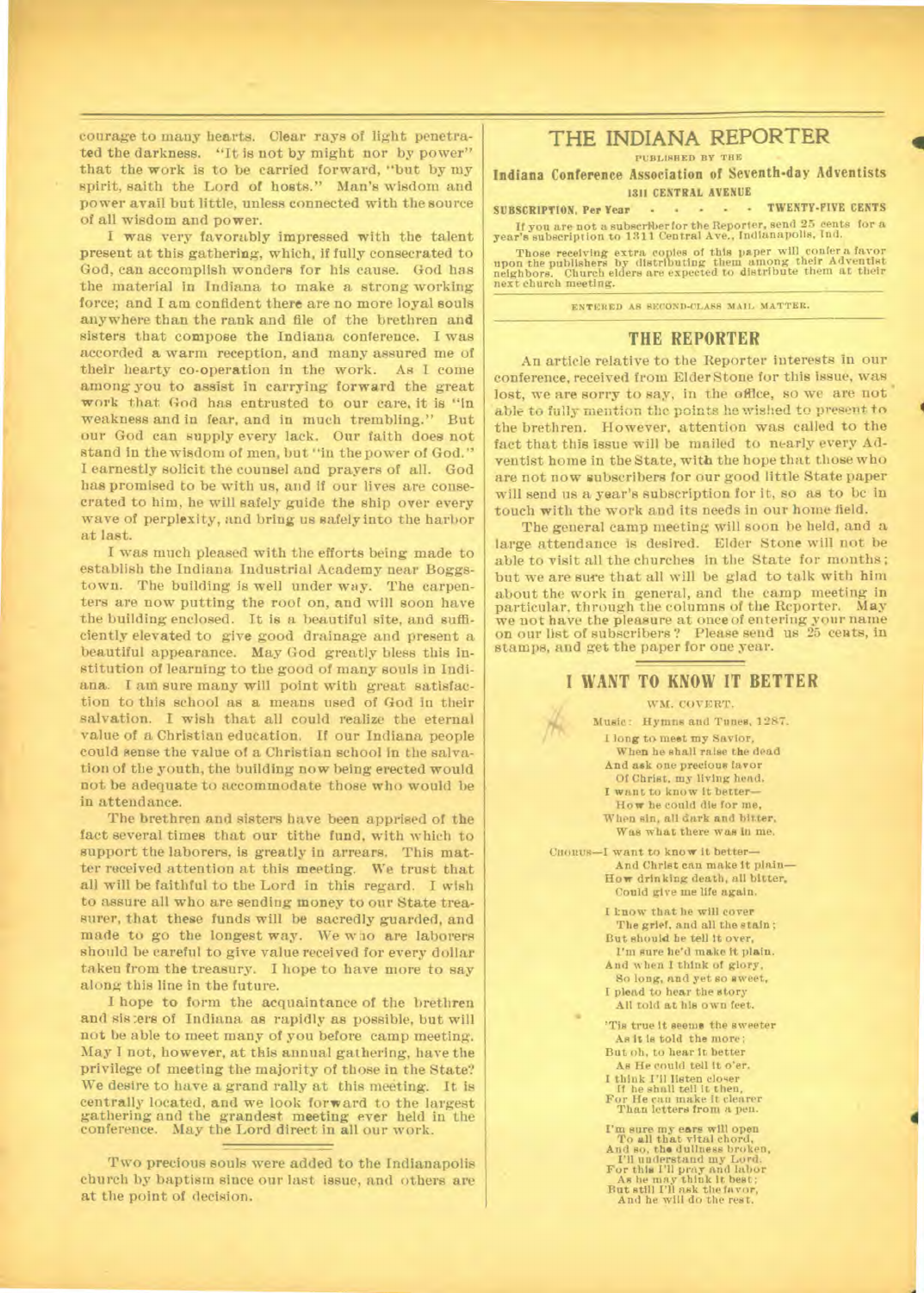courage to many hearts. Clear rays of light penetrated the darkness. "It is not by might nor by power" that the work is to be carried forward, "but by my spirit, saith the Lord of hosts." Man's wisdom and power avail but little, unless connected with the source of all wisdom and power.

I was very favorably impressed with the talent present at this gathering, which, if fully consecrated to God, can accomplish wonders for his cause. God has the material in Indiana to make a strong working force; and I am confident there are no more loyal souls anywhere than the rank and file of the brethren and sisters that compose the Indiana conference. I was accorded a warm reception, and many assured me of their hearty co-operation in the work. As I come among you to assist in carrying forward the great work that God has entrusted to our care, it is "in weakness and in fear, and in much trembling." But our God can supply every lack. Our faith does not stand in the wisdom of men, but "in the power of God." I earnestly solicit the counsel and prayers of all. God has promised to be with us, and if our lives are consecrated to him, he will safely guide the ship over every wave of perplexity, and bring us safely into the harbor at last.

I was much pleased with the efforts being made to establish the Indiana Industrial Academy near Boggstown. The building is well under way. The carpenters are now putting the roof on, and will soon have the building enclosed. It is a beautiful site, and sufficiently elevated to give good drainage and present a beautiful appearance. May God greatly bless this institution of learning to the good of many souls in Indiana. I am sure many will point with great satisfaction to this school as a means used of God in their salvation. I wish that all could realize the eternal value of a Christian education. If our Indiana people could sense the value of a Christian school in the salvation of the youth, the building now being erected would not be adequate to accommodate those who would be in attendance.

The brethren and sisters have been apprised of the fact several times that our tithe fund, with which to support the laborers, is greatly in arrears. This matter received attention at this meeting. We trust that all will be faithful to the Lord in this regard. I wish to assure all who are sending money to our State treasurer, that these funds will be sacredly guarded, and made to go the longest way. We who are laborers should be careful to give value received for every dollar taken from the treasury. I hope to have more to say along this line in the future.

I hope to form the acquaintance of the brethren and sisters of Indiana as rapidly as possible, but will not be able to meet many of you before camp meeting. May I not, however, at this annual gathering, have the privilege of meeting the majority of those in the State? We desire to have a grand rally at this meeting. It is centrally located, and we look forward to the largest gathering and the grandest meeting ever held in the conference. May the Lord direct in all our work.

---

Two precious souls were added to the Indianapolis church by baptism since our last issue, and others are at the point of decision.

# THE INDIANA REPORTER

PUBLISHED BY THE

**Indiana Conference Association of Seventh-day Adventists**

**1311 CENTRAL AVENUE**

**SUBSCRIPTION, Per Year . . . . . TWENTY-FIVE CENTS**

If you are not a subscriber for the Reporter, send 25 cents for a year's subscription to 1311 Central Ave., Indianapolis, Ind.

Those receiving extra copies of this paper will confer a favor upon the publishers by distributing them among their Adventist neighbors. Church elders are expected to distribute them at their next church meeting.

ENTERED AS SECOND-CLASS MAIL MATTER.

## THE REPORTER

An article relative to the Reporter interests in our conference, received from Elder Stone for this issue, was lost, we are sorry to say, in the office, so we are not able to fully mention the points he wished to present to the brethren. However, attention was called to the fact that this issue will be mailed to nearly every Adventist home in the State, with the hope that those who are not now subscribers for our good little State paper will send us a year's subscription for it, so as to be in touch with the work and its needs in our home field.

The general camp meeting will soon be held, and a large attendance is desired. Elder Stone will not be able to visit all the churches in the State for months; but we are sure that all will be glad to talk with him about the work in general, and the camp meeting in particular, through the columns of the Reporter. May we not have the pleasure at once of entering your name on our list of subscribers? Please send us 25 cents, in stamps, and get the paper for one year.

## I WANT TO KNOW IT BETTER

WM. COVERT.

Music: Hymns and Tunes, 1287.

I long to meet my Savior,
When he shall raise the dead
And ask one precious favor
Of Christ, my living head.
I want to know it better—
How he could die for me,
When sin, all dark and bitter,
Was what there was in me.

CHORUS—I want to know it better—
And Christ can make it plain—
How drinking death, all bitter,
Could give me life again.

I know that he will cover
The grief, and all the stain;
But should he tell it over,
I'm sure he'd make it plain.
And when I think of glory,
So long, and yet so sweet,
I plead to hear the story
All told at his own feet.

'Tis true it seems the sweeter
As it is told the more;
But oh, to hear it better
As He could tell it o'er.
I think I'll listen closer
If he shall tell it then,
For He can make it clearer
Than letters from a pen.

I'm sure my ears will open
To all that vital chord,
And so, the dullness broken,
I'll understand my Lord.
For this I'll pray and labor
As he may think it best;
But still I'll ask the favor,
And he will do the rest.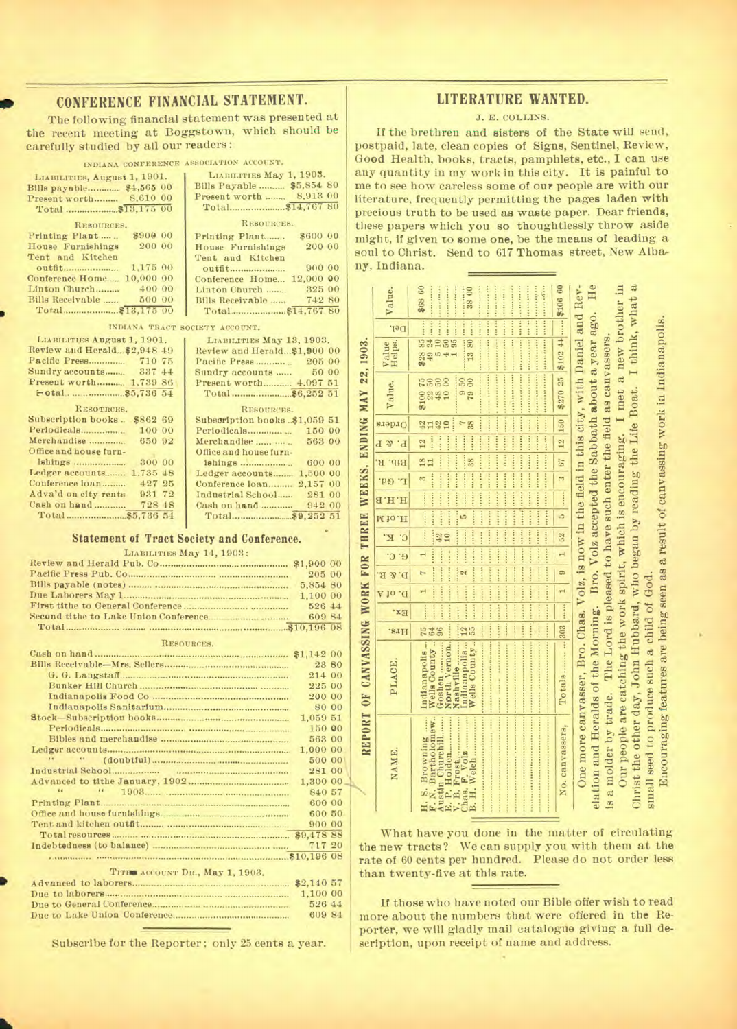## CONFERENCE FINANCIAL STATEMENT.

The following financial statement was presented at the recent meeting at Boggstown, which should be carefully studied by all our readers:

INDIANA CONFERENCE ASSOCIATION ACCOUNT.

| LIABILITIES, August 1, 1901. | | LIABILITIES May 1, 1903. | |
|---|---|---|---|
| Bills payable | $4,565 00 | Bills Payable | $5,854 80 |
| Present worth | 8,610 00 | Present worth | 8,913 00 |
| Total | $13,175 00 | Total | $14,767 80 |
| RESOURCES. | | RESOURCES. | |
| Printing Plant | $900 00 | Printing Plant | $600 00 |
| House Furnishings | 200 00 | House Furnishings | 200 00 |
| Tent and Kitchen outfit | 1,175 00 | Tent and Kitchen outfit | 900 00 |
| Conference Home | 10,000 00 | Conference Home | 12,000 00 |
| Linton Church | 400 00 | Linton Church | 325 00 |
| Bills Receivable | 500 00 | Bills Receivable | 742 80 |
| Total | $13,175 00 | Total | $14,767 80 |

INDIANA TRACT SOCIETY ACCOUNT.

| LIABILITIES August 1, 1901. | | LIABILITIES May 13, 1903. | |
|---|---|---|---|
| Review and Herald | $2,948 49 | Review and Herald | $1,900 00 |
| Pacific Press | 710 75 | Pacific Press | 205 00 |
| Sundry accounts | 337 44 | Sundry accounts | 50 00 |
| Present worth | 1,739 86 | Present worth | 4,097 51 |
| Total | $5,736 54 | Total | $6,252 51 |
| RESOURCES. | | RESOURCES. | |
| Subscription books | $862 69 | Subscription books | $1,059 51 |
| Periodicals | 100 00 | Periodicals | 150 00 |
| Merchandise | 650 92 | Merchandise | 563 00 |
| Office and house furnishings | 300 00 | Office and house furnishings | 600 00 |
| Ledger accounts | 1,735 48 | Ledger accounts | 1,500 00 |
| Conference loan | 427 25 | Conference loan | 2,157 00 |
| Adva'd on city rents | 931 72 | Industrial School | 281 00 |
| Cash on hand | 728 48 | Cash on hand | 942 00 |
| Total | $5,736 54 | Total | $9,252 51 |

### Statement of Tract Society and Conference.

LIABILITIES May 14, 1903:

| | |
|---|---|
| Review and Herald Pub. Co | $1,900 00 |
| Pacific Press Pub. Co | 205 00 |
| Bills payable (notes) | 5,854 80 |
| Due Laborers May 1 | 1,100 00 |
| First tithe to General Conference | 526 44 |
| Second tithe to Lake Union Conference | 609 84 |
| Total | $10,196 08 |

RESOURCES.

| | |
|---|---|
| Cash on hand | $1,142 00 |
| Bills Receivable—Mrs. Sellers | 23 80 |
| G. G. Langstaff | 214 00 |
| Bunker Hill Church | 225 00 |
| Indianapolis Food Co | 200 00 |
| Indianapolis Sanitarium | 80 00 |
| Stock—Subscription books | 1,059 51 |
| Periodicals | 150 00 |
| Bibles and merchandise | 563 00 |
| Ledger accounts | 1,000 00 |
| " " (doubtful) | 500 00 |
| Industrial School | 281 00 |
| Advanced to tithe January, 1902 | 1,300 00 |
| " " 1903 | 840 57 |
| Printing Plant | 600 00 |
| Office and house furnishings | 600 50 |
| Tent and kitchen outfit | 900 00 |
| Total resources | $9,478 88 |
| Indebtedness (to balance) | 717 20 |
| | $10,196 08 |

TITHE ACCOUNT DR., May 1, 1903.

| | |
|---|---|
| Advanced to laborers | $2,140 57 |
| Due to laborers | 1,100 00 |
| Due to General Conference | 526 44 |
| Due to Lake Union Conference | 609 84 |

Subscribe for the Reporter; only 25 cents a year.

## LITERATURE WANTED.

J. E. COLLINS.

If the brethren and sisters of the State will send, postpaid, late, clean copies of Signs, Sentinel, Review, Good Health, books, tracts, pamphlets, etc., I can use any quantity in my work in this city. It is painful to me to see how careless some of our people are with our literature, frequently permitting the pages laden with precious truth to be used as waste paper. Dear friends, these papers which you so thoughtlessly throw aside might, if given to some one, be the means of leading a soul to Christ. Send to 617 Thomas street, New Albany, Indiana.

### REPORT OF CANVASSING WORK FOR THREE WEEKS, ENDING MAY 22, 1903.

| NAME. | PLACE. | Hrs. | Ex. | D. of A | D. & R. | G. C. | C. K. | Ho. M. | H. H. B. | L. G'd. | Bib. R. | P. & F. | Orders | Value. | Value Helps. | Del. | Value. |
|---|---|---|---|---|---|---|---|---|---|---|---|---|---|---|---|---|---|
| H. S. Browning | Indianapolis | 75 | | 1 | 7 | 1 | | | | 3 | 18 | 12 | 42 | $100 75 | $28 85 | | $68 60 |
| F. N. Bartholomew | Wells County | 64 | | | | | | | | | 11 | | 11 | 22 50 | 49 24 | | |
| Austin Churchill | Goshen | 96 | | | | | 42 | | | | | | 42 | 43 50 | 5 10 | | |
| E. P. Holden | North Vernon | | | | | | 10 | | | | | | 10 | 10 00 | 4 50 | | |
| V. B. Frost | Nashville | | | | | | | | | | | | | | 1 95 | | |
| Chas. F. Volz | Indianapolis | 12 | | | 2 | | | 5 | | | | | 7 | 9 50 | | | |
| B. H. Welch | Wells County | 35 | | | | | | | | | 38 | | 38 | 79 00 | 13 80 | | 38 00 |
| No. canvassers, | Totals | 303 | | 1 | 9 | 1 | 52 | 5 | | 3 | 67 | 12 | 150 | $270 25 | $102 44 | | $106 60 |

One more canvasser, Bro. Chas. Volz, is now in the field in this city, with Daniel and Revelation and Heralds of the Morning. Bro. Volz accepted the Sabbath about a year ago. He is a molder by trade. The Lord is pleased to have such enter the field as canvassers.

Our people are catching the work spirit, which is encouraging. I met a new brother in Christ the other day, John Hubbard, who began by reading the Life Boat. I think, what a small seed to produce such a child of God.

Encouraging features are being seen as a result of canvassing work in Indianapolis.

What have you done in the matter of circulating the new tracts? We can supply you with them at the rate of 60 cents per hundred. Please do not order less than twenty-five at this rate.

If those who have noted our Bible offer wish to read more about the numbers that were offered in the Reporter, we will gladly mail catalogue giving a full description, upon receipt of name and address.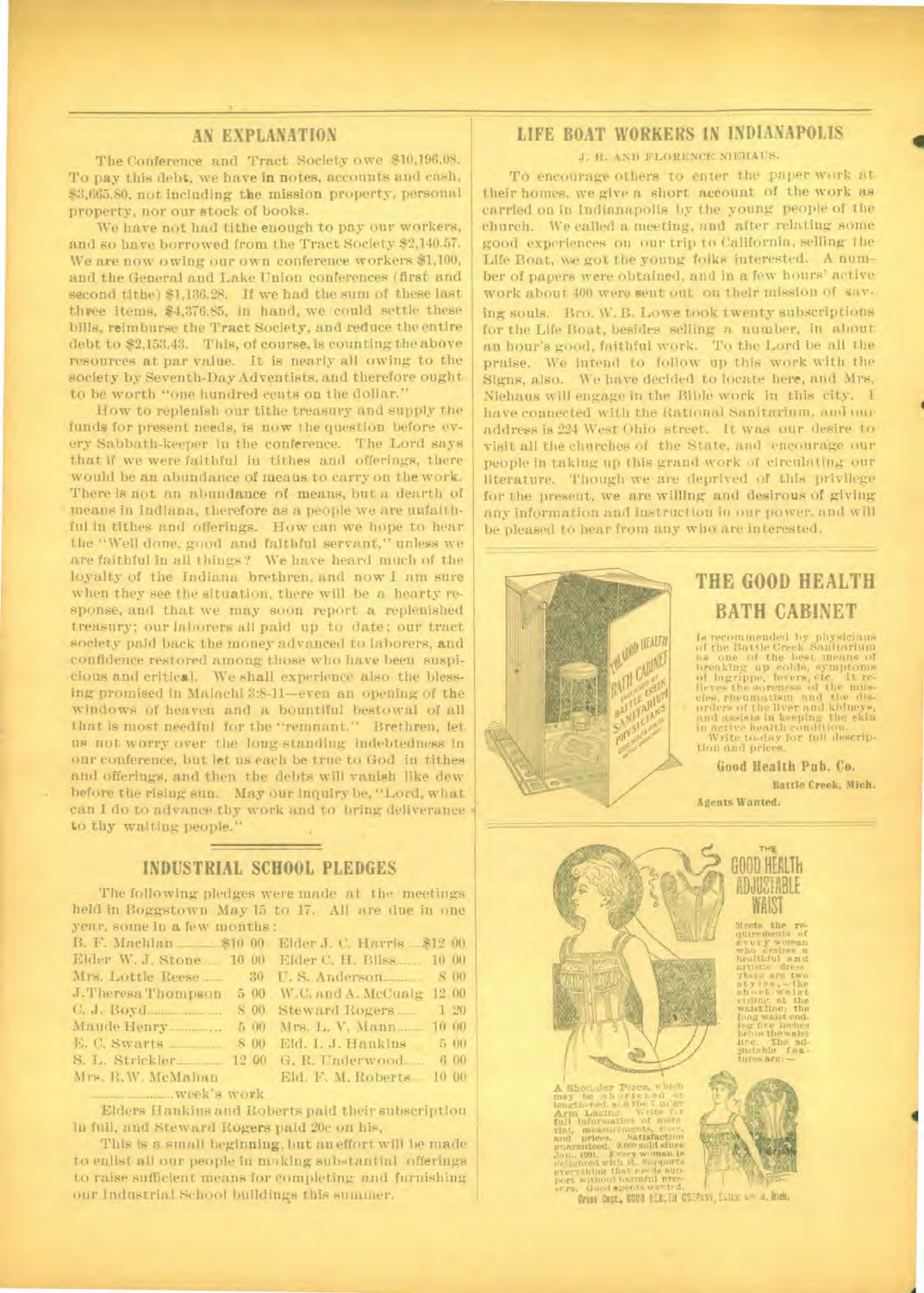## AN EXPLANATION

The Conference and Tract Society owe $10,196.08. To pay this debt, we have in notes, accounts and cash, $3,665.80, not including the mission property, personal property, nor our stock of books.

We have not had tithe enough to pay our workers, and so have borrowed from the Tract Society $2,140.57. We are now owing our own conference workers $1,100, and the General and Lake Union conferences (first and second tithe) $1,136.28. If we had the sum of these last three items, $4,376.85, in hand, we could settle these bills, reimburse the Tract Society, and reduce the entire debt to $2,153.43. This, of course, is counting the above resources at par value. It is nearly all owing to the society by Seventh-Day Adventists, and therefore ought to be worth "one hundred cents on the dollar."

How to replenish our tithe treasury and supply the funds for present needs, is now the question before every Sabbath-keeper in the conference. The Lord says that if we were faithful in tithes and offerings, there would be an abundance of means to carry on the work. There is not an abundance of means, but a dearth of means in Indiana, therefore as a people we are unfaithful in tithes and offerings. How can we hope to hear the "Well done, good and faithful servant," unless we are faithful in all things? We have heard much of the loyalty of the Indiana brethren, and now I am sure when they see the situation, there will be a hearty response, and that we may soon report a replenished treasury; our laborers all paid up to date; our tract society paid back the money advanced to laborers, and confidence restored among those who have been suspicious and critical. We shall experience also the blessing promised in Malachi 3:8-11—even an opening of the windows of heaven and a bountiful bestowal of all that is most needful for the "remnant." Brethren, let us not worry over the long-standing indebtedness in our conference, but let us each be true to God in tithes and offerings, and then the debts will vanish like dew before the rising sun. May our inquiry be, "Lord, what can I do to advance thy work and to bring deliverance to thy waiting people."

## INDUSTRIAL SCHOOL PLEDGES

The following pledges were made at the meetings held in Boggstown May 15 to 17. All are due in one year, some in a few months:

| | | | |
|---|---|---|---|
| B. F. Machlan | $10 00 | Elder J. C. Harris | $12 00 |
| Elder W. J. Stone | 10 00 | Elder C. H. Bliss | 10 00 |
| Mrs. Lottie Reese | 30 | U. S. Anderson | 8 00 |
| J. Theresa Thompson | 5 00 | W. C. and A. McCuaig | 12 00 |
| C. J. Boyd | 8 00 | Steward Rogers | 1 20 |
| Maude Henry | 5 00 | Mrs. L. V. Mann | 10 00 |
| E. C. Swarts | 8 00 | Eld. I. J. Hankins | 5 00 |
| S. L. Strickler | 12 00 | G. R. Underwood | 6 00 |
| Mrs. R. W. McMahan | ......week's work | Eld. F. M. Roberts | 10 00 |

Elders Hankins and Roberts paid their subscription in full, and Steward Rogers paid 20c on his.

This is a small beginning, but an effort will be made to enlist all our people in making substantial offerings to raise sufficient means for completing and furnishing our Industrial School buildings this summer.

## LIFE BOAT WORKERS IN INDIANAPOLIS

J. H. AND FLORENCE NIEHAUS.

To encourage others to enter the paper work at their homes, we give a short account of the work as carried on in Indianapolis by the young people of the church. We called a meeting, and after relating some good experiences on our trip to California, selling the Life Boat, we got the young folks interested. A number of papers were obtained, and in a few hours' active work about 400 were sent out on their mission of saving souls. Bro. W. B. Lowe took twenty subscriptions for the Life Boat, besides selling a number, in about an hour's good, faithful work. To the Lord be all the praise. We intend to follow up this work with the Signs, also. We have decided to locate here, and Mrs. Niehaus will engage in the Bible work in this city. I have connected with the Rational Sanitarium, and our address is 224 West Ohio street. It was our desire to visit all the churches of the State, and encourage our people in taking up this grand work of circulating our literature. Though we are deprived of this privilege for the present, we are willing and desirous of giving any information and instruction in our power, and will be pleased to hear from any who are interested.

## THE GOOD HEALTH BATH CABINET

is recommended by physicians of the Battle Creek Sanitarium as one of the best means of breaking up colds, symptoms of lagrippe, fevers, etc. It relieves the soreness of the muscles, rheumatism and the disorders of the liver and kidneys, and assists in keeping the skin in active health condition.

Write to-day for full description and prices.

**Good Health Pub. Co.**
Battle Creek, Mich.

**Agents Wanted.**

## THE GOOD HEALTH ADJUSTABLE WAIST

Meets the requirements of every woman who desires a healthful and artistic dress. There are two styles,—the short waist ending at the waistline; the long waist ending five inches below the waist line. The adjustable features are:—

A Shoulder Piece, which may be shortened or lengthened, and the Under Arm Lacing. Write for full information of material, measurements, etc., and prices. Satisfaction guaranteed. 9,000 sold since Jan., 1901. Every woman is delighted with it. Supports everything that needs support without harmful pressure. Good agents wanted.

Dress Dept., GOOD HEALTH COMPANY, Battle Creek, Mich.